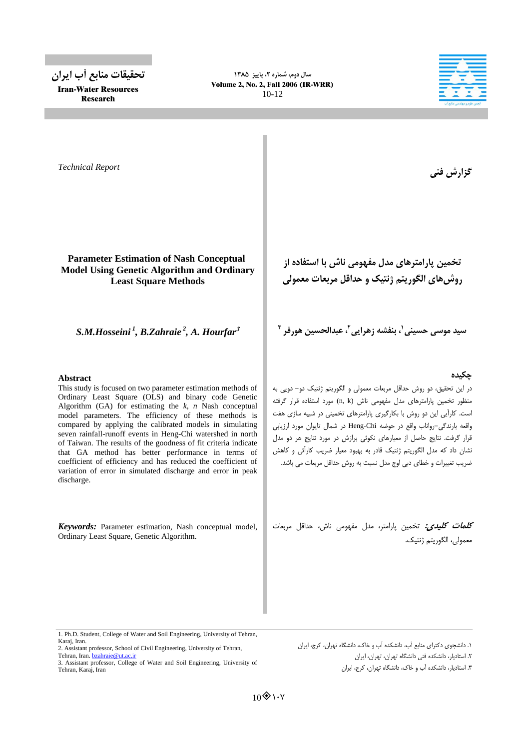گزارش فنی

# تخمین پارامترهای مدل مفهومی ناش با استفاده از روش‌های الگوریتم ژنتیک و حداقل مربعات معمولی

سید موسی حسینی[1]، بنفشه زهرایی[2]، عبدالحسین هورفر[3]

## چکیده

در این تحقیق، دو روش حداقل مربعات معمولی و الگوریتم ژنتیک دو- دویی به منظور تخمین پارامترهای مدل مفهومی ناش (n, k) مورد استفاده قرار گرفته است. کارآیی این دو روش با بکارگیری پارامترهای تخمینی در شبیه سازی هفت واقعه بارندگی-رواناب واقع در حوضه Heng-Chi در شمال تایوان مورد ارزیابی قرار گرفت. نتایج حاصل از معیارهای نکوئی برازش در مورد نتایج هر دو مدل نشان داد که مدل الگوریتم ژنتیک قادر به بهبود معیار ضریب کارآئی و کاهش ضریب تغییرات و خطای دبی اوج مدل نسبت به روش حداقل مربعات می باشد.

***کلمات کلیدی:*** تخمین پارامتر، مدل مفهومی ناش، حداقل مربعات معمولی، الگوریتم ژنتیک.

۱. دانشجوی دکترای منابع آب، دانشکده آب و خاک، دانشگاه تهران، کرج، ایران
۲. استادیار، دانشکده فنی دانشگاه تهران، تهران، ایران
۳. استادیار، دانشکده آب و خاک، دانشگاه تهران، کرج، ایران

*Technical Report*

# Parameter Estimation of Nash Conceptual Model Using Genetic Algorithm and Ordinary Least Square Methods

***S.M.Hosseini*** [1]***, B.Zahraie*** [2]***, A. Hourfar*** [3]

## Abstract

This study is focused on two parameter estimation methods of Ordinary Least Square (OLS) and binary code Genetic Algorithm (GA) for estimating the *k, n* Nash conceptual model parameters. The efficiency of these methods is compared by applying the calibrated models in simulating seven rainfall-runoff events in Heng-Chi watershed in north of Taiwan. The results of the goodness of fit criteria indicate that GA method has better performance in terms of coefficient of efficiency and has reduced the coefficient of variation of error in simulated discharge and error in peak discharge.

***Keywords:*** Parameter estimation, Nash conceptual model, Ordinary Least Square, Genetic Algorithm.

1. Ph.D. Student, College of Water and Soil Engineering, University of Tehran, Karaj, Iran.
2. Assistant professor, School of Civil Engineering, University of Tehran, Tehran, Iran. bzahraie@ut.ac.ir
3. Assistant professor, College of Water and Soil Engineering, University of Tehran, Karaj, Iran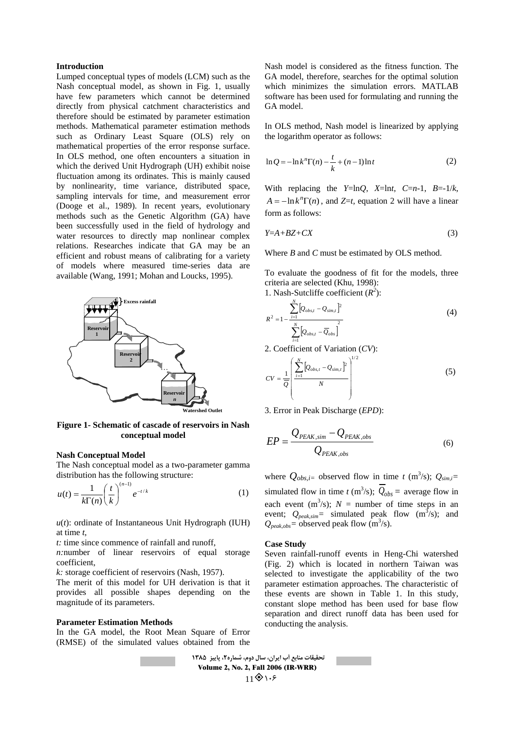## Introduction

Lumped conceptual types of models (LCM) such as the Nash conceptual model, as shown in Fig. 1, usually have few parameters which cannot be determined directly from physical catchment characteristics and therefore should be estimated by parameter estimation methods. Mathematical parameter estimation methods such as Ordinary Least Square (OLS) rely on mathematical properties of the error response surface. In OLS method, one often encounters a situation in which the derived Unit Hydrograph (UH) exhibit noise fluctuation among its ordinates. This is mainly caused by nonlinearity, time variance, distributed space, sampling intervals for time, and measurement error (Dooge et al., 1989). In recent years, evolutionary methods such as the Genetic Algorithm (GA) have been successfully used in the field of hydrology and water resources to directly map nonlinear complex relations. Researches indicate that GA may be an efficient and robust means of calibrating for a variety of models where measured time-series data are available (Wang, 1991; Mohan and Loucks, 1995).

**Figure 1- Schematic of cascade of reservoirs in Nash conceptual model**

## Nash Conceptual Model

The Nash conceptual model as a two-parameter gamma distribution has the following structure:

$$u(t) = \frac{1}{k\Gamma(n)}\left(\frac{t}{k}\right)^{(n-1)} e^{-t/k} \tag{1}$$

$u(t)$: ordinate of Instantaneous Unit Hydrograph (IUH) at time $t$,

$t$: time since commence of rainfall and runoff,

$n$: number of linear reservoirs of equal storage coefficient,

$k$: storage coefficient of reservoirs (Nash, 1957).

The merit of this model for UH derivation is that it provides all possible shapes depending on the magnitude of its parameters.

## Parameter Estimation Methods

In the GA model, the Root Mean Square of Error (RMSE) of the simulated values obtained from the Nash model is considered as the fitness function. The GA model, therefore, searches for the optimal solution which minimizes the simulation errors. MATLAB software has been used for formulating and running the GA model.

In OLS method, Nash model is linearized by applying the logarithm operator as follows:

$$\ln Q = -\ln k^n \Gamma(n) - \frac{t}{k} + (n-1)\ln t \tag{2}$$

With replacing the $Y$=ln$Q$, $X$=ln$t$, $C$=$n$-1, $B$=-1/$k$, $A = -\ln k^n \Gamma(n)$, and $Z$=$t$, equation 2 will have a linear form as follows:

$$Y = A + BZ + CX \tag{3}$$

Where $B$ and $C$ must be estimated by OLS method.

To evaluate the goodness of fit for the models, three criteria are selected (Khu, 1998):

1. Nash-Sutcliffe coefficient ($R^2$):

$$R^2 = 1 - \frac{\sum_{i=1}^{N}\left[Q_{obs,t} - Q_{sim,t}\right]^2}{\sum_{i=1}^{N}\left[Q_{obs,t} - \overline{Q}_{obs}\right]^2} \tag{4}$$

2. Coefficient of Variation ($CV$):

$$CV = \frac{1}{\overline{Q}}\left(\frac{\sum_{i=1}^{N}\left[Q_{obs,t} - Q_{sim,t}\right]^2}{N}\right)^{1/2} \tag{5}$$

3. Error in Peak Discharge ($EPD$):

$$EP = \frac{Q_{PEAK,sim} - Q_{PEAK,obs}}{Q_{PEAK,obs}} \tag{6}$$

where $Q_{obs,i}$= observed flow in time $t$ ($m^3/s$); $Q_{sim,i}$= simulated flow in time $t$ ($m^3/s$); $\overline{Q}_{obs}$ = average flow in each event ($m^3/s$); $N$ = number of time steps in an event; $Q_{peak,sim}$= simulated peak flow ($m^3/s$); and $Q_{peak,obs}$= observed peak flow ($m^3/s$).

## Case Study

Seven rainfall-runoff events in Heng-Chi watershed (Fig. 2) which is located in northern Taiwan was selected to investigate the applicability of the two parameter estimation approaches. The characteristic of these events are shown in Table 1. In this study, constant slope method has been used for base flow separation and direct runoff data has been used for conducting the analysis.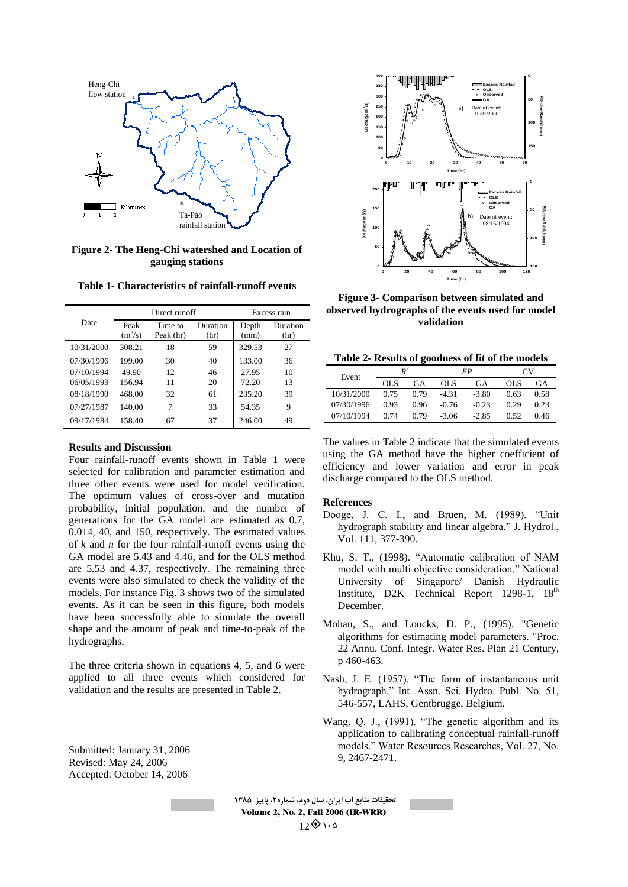Heng-Chi flow station

N

Kilometers

0 1 2

Ta-Pao rainfall station

**Figure 2- The Heng-Chi watershed and Location of gauging stations**

**Table 1- Characteristics of rainfall-runoff events**

| Date | Direct runoff | | | Excess rain | |
|---|---|---|---|---|---|
| | Peak ($m^3/s$) | Time to Peak (hr) | Duration (hr) | Depth (mm) | Duration (hr) |
| 10/31/2000 | 308.21 | 18 | 59 | 329.53 | 27 |
| 07/30/1996 | 199.00 | 30 | 40 | 133.00 | 36 |
| 07/10/1994 | 49.90 | 12 | 46 | 27.95 | 10 |
| 06/05/1993 | 156.94 | 11 | 20 | 72.20 | 13 |
| 08/18/1990 | 468.00 | 32 | 61 | 235.20 | 39 |
| 07/27/1987 | 140.00 | 7 | 33 | 54.35 | 9 |
| 09/17/1984 | 158.40 | 67 | 37 | 246.00 | 49 |

## Results and Discussion

Four rainfall-runoff events shown in Table 1 were selected for calibration and parameter estimation and three other events were used for model verification. The optimum values of cross-over and mutation probability, initial population, and the number of generations for the GA model are estimated as 0.7, 0.014, 40, and 150, respectively. The estimated values of *k* and *n* for the four rainfall-runoff events using the GA model are 5.43 and 4.46, and for the OLS method are 5.53 and 4.37, respectively. The remaining three events were also simulated to check the validity of the models. For instance Fig. 3 shows two of the simulated events. As it can be seen in this figure, both models have been successfully able to simulate the overall shape and the amount of peak and time-to-peak of the hydrographs.

The three criteria shown in equations 4, 5, and 6 were applied to all three events which considered for validation and the results are presented in Table 2.

Submitted: January 31, 2006
Revised: May 24, 2006
Accepted: October 14, 2006

Discharge (m^3/s)
Effective Rainfall (mm)
Time (hr)
Excess Rainfall
OLS
Observed
GA
a) Date of event: 10/31/2000
b) Date of event: 08/16/1994

**Figure 3- Comparison between simulated and observed hydrographs of the events used for model validation**

**Table 2- Results of goodness of fit of the models**

| Event | $R^2$ | | *EP* | | CV | |
|---|---|---|---|---|---|---|
| | OLS | GA | OLS | GA | OLS | GA |
| 10/31/2000 | 0.75 | 0.79 | -4.31 | -3.80 | 0.63 | 0.58 |
| 07/30/1996 | 0.93 | 0.96 | -0.76 | -0.23 | 0.29 | 0.23 |
| 07/10/1994 | 0.74 | 0.79 | -3.06 | -2.85 | 0.52 | 0.46 |

The values in Table 2 indicate that the simulated events using the GA method have the higher coefficient of efficiency and lower variation and error in peak discharge compared to the OLS method.

## References

Dooge, J. C. I., and Bruen, M. (1989). "Unit hydrograph stability and linear algebra." J. Hydrol., Vol. 111, 377-390.

Khu, S. T., (1998). "Automatic calibration of NAM model with multi objective consideration." National University of Singapore/ Danish Hydraulic Institute, D2K Technical Report 1298-1, 18th December.

Mohan, S., and Loucks, D. P., (1995). "Genetic algorithms for estimating model parameters. "Proc. 22 Annu. Conf. Integr. Water Res. Plan 21 Century, p 460-463.

Nash, J. E. (1957). "The form of instantaneous unit hydrograph." Int. Assn. Sci. Hydro. Publ. No. 51, 546-557, LAHS, Gentbrugge, Belgium.

Wang, Q. J., (1991). "The genetic algorithm and its application to calibrating conceptual rainfall-runoff models." Water Resources Researches, Vol. 27, No. 9, 2467-2471.